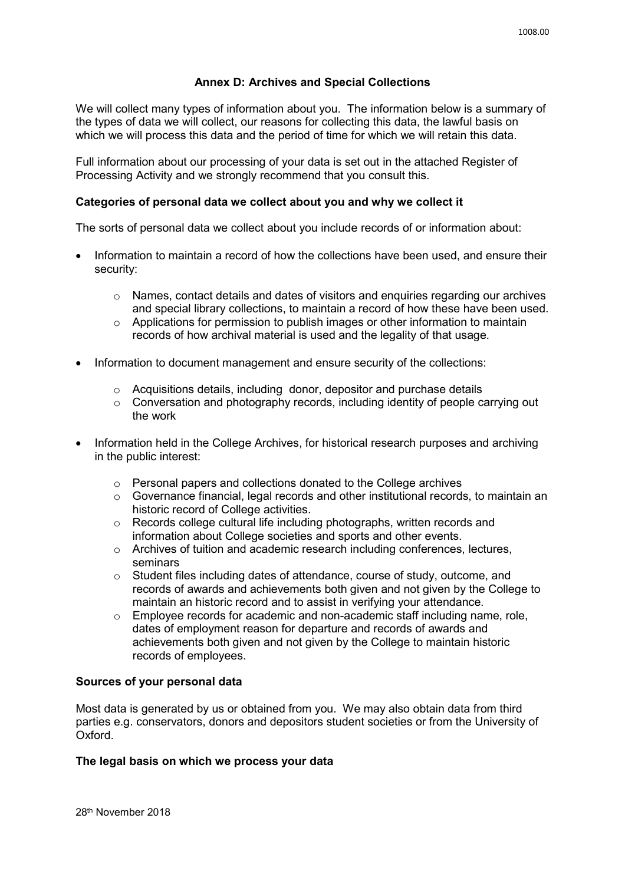## Annex D: Archives and Special Collections

We will collect many types of information about you. The information below is a summary of the types of data we will collect, our reasons for collecting this data, the lawful basis on which we will process this data and the period of time for which we will retain this data.

Full information about our processing of your data is set out in the attached Register of Processing Activity and we strongly recommend that you consult this.

### Categories of personal data we collect about you and why we collect it

The sorts of personal data we collect about you include records of or information about:

- Information to maintain a record of how the collections have been used, and ensure their security:
  - Names, contact details and dates of visitors and enquiries regarding our archives and special library collections, to maintain a record of how these have been used.
  - Applications for permission to publish images or other information to maintain records of how archival material is used and the legality of that usage.
- Information to document management and ensure security of the collections:
  - Acquisitions details, including donor, depositor and purchase details
  - Conversation and photography records, including identity of people carrying out the work
- Information held in the College Archives, for historical research purposes and archiving in the public interest:
  - Personal papers and collections donated to the College archives
  - Governance financial, legal records and other institutional records, to maintain an historic record of College activities.
  - Records college cultural life including photographs, written records and information about College societies and sports and other events.
  - Archives of tuition and academic research including conferences, lectures, seminars
  - Student files including dates of attendance, course of study, outcome, and records of awards and achievements both given and not given by the College to maintain an historic record and to assist in verifying your attendance.
  - Employee records for academic and non-academic staff including name, role, dates of employment reason for departure and records of awards and achievements both given and not given by the College to maintain historic records of employees.

### Sources of your personal data

Most data is generated by us or obtained from you. We may also obtain data from third parties e.g. conservators, donors and depositors student societies or from the University of Oxford.

### The legal basis on which we process your data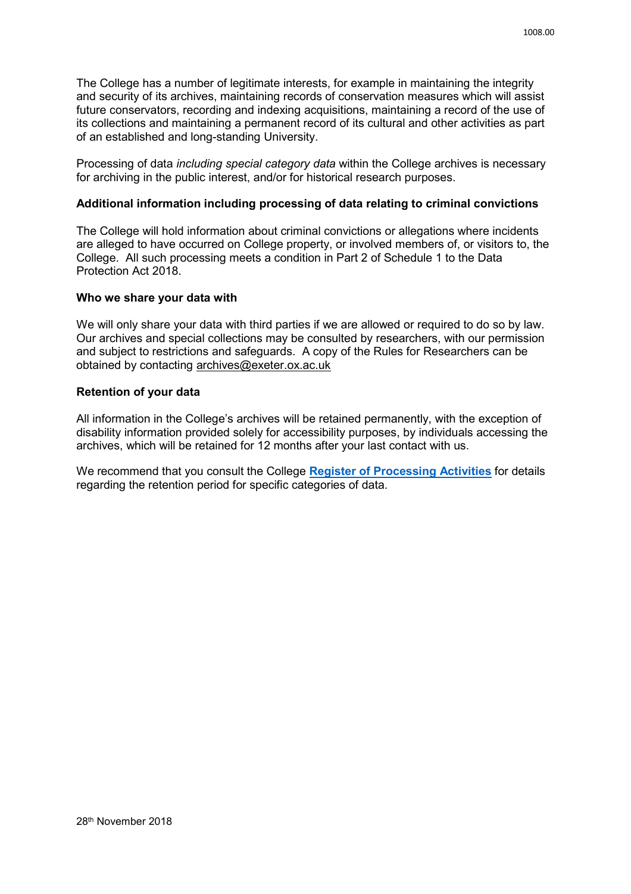The College has a number of legitimate interests, for example in maintaining the integrity and security of its archives, maintaining records of conservation measures which will assist future conservators, recording and indexing acquisitions, maintaining a record of the use of its collections and maintaining a permanent record of its cultural and other activities as part of an established and long-standing University.

Processing of data *including special category data* within the College archives is necessary for archiving in the public interest, and/or for historical research purposes.

**Additional information including processing of data relating to criminal convictions**

The College will hold information about criminal convictions or allegations where incidents are alleged to have occurred on College property, or involved members of, or visitors to, the College. All such processing meets a condition in Part 2 of Schedule 1 to the Data Protection Act 2018.

**Who we share your data with**

We will only share your data with third parties if we are allowed or required to do so by law. Our archives and special collections may be consulted by researchers, with our permission and subject to restrictions and safeguards. A copy of the Rules for Researchers can be obtained by contacting archives@exeter.ox.ac.uk

**Retention of your data**

All information in the College's archives will be retained permanently, with the exception of disability information provided solely for accessibility purposes, by individuals accessing the archives, which will be retained for 12 months after your last contact with us.

We recommend that you consult the College **Register of Processing Activities** for details regarding the retention period for specific categories of data.

28th November 2018